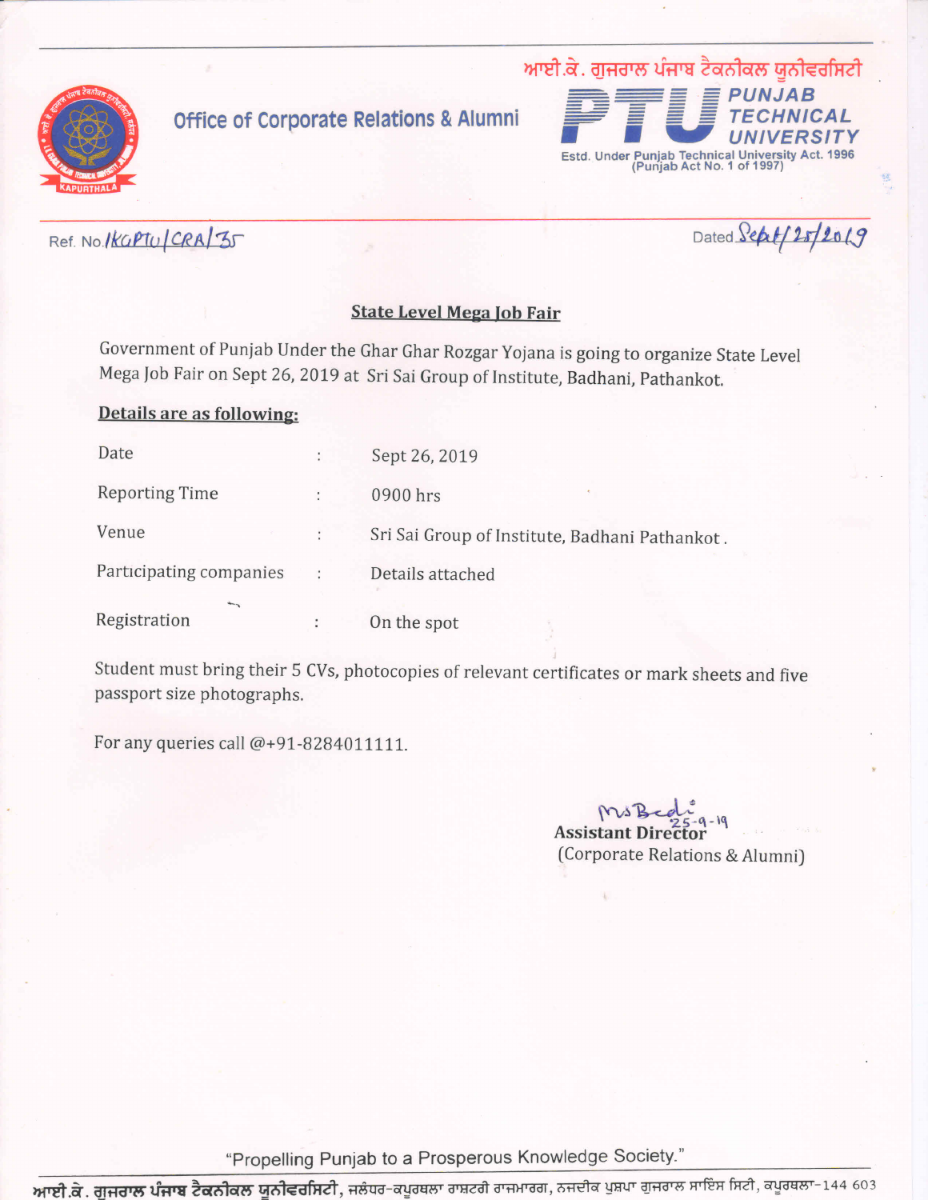ਆਈ.ਕੇ. ਗੁਜਰਾਲ ਪੰਜਾਬ ਟੈਕਨੀਕਲ ਯੂਨੀਵਰਸਿਟੀ

**Office of Corporate Relations & Alumni**

**PTU PUNJAB TECHNICAL UNIVERSITY**

Estd. Under Punjab Technical University Act. 1996 (Punjab Act No. 1 of 1997)

Ref. No. IKGPTU/CRA/35

Dated Sept/25/2019

## State Level Mega Job Fair

Government of Punjab Under the Ghar Ghar Rozgar Yojana is going to organize State Level Mega Job Fair on Sept 26, 2019 at Sri Sai Group of Institute, Badhani, Pathankot.

**Details are as following:**

| | | |
|---|---|---|
| Date | : | Sept 26, 2019 |
| Reporting Time | : | 0900 hrs |
| Venue | : | Sri Sai Group of Institute, Badhani Pathankot. |
| Participating companies | : | Details attached |
| Registration | : | On the spot |

Student must bring their 5 CVs, photocopies of relevant certificates or mark sheets and five passport size photographs.

For any queries call @+91-8284011111.

MsBedi 25-9-19

**Assistant Director**
(Corporate Relations & Alumni)

"Propelling Punjab to a Prosperous Knowledge Society."

**ਆਈ.ਕੇ. ਗੁਜਰਾਲ ਪੰਜਾਬ ਟੈਕਨੀਕਲ ਯੂਨੀਵਰਸਿਟੀ**, ਜਲੰਧਰ-ਕਪੂਰਥਲਾ ਰਾਸ਼ਟਰੀ ਰਾਜਮਾਰਗ, ਨਜ਼ਦੀਕ ਪੁਸ਼ਪਾ ਗੁਜਰਾਲ ਸਾਇੰਸ ਸਿਟੀ, ਕਪੂਰਥਲਾ-144 603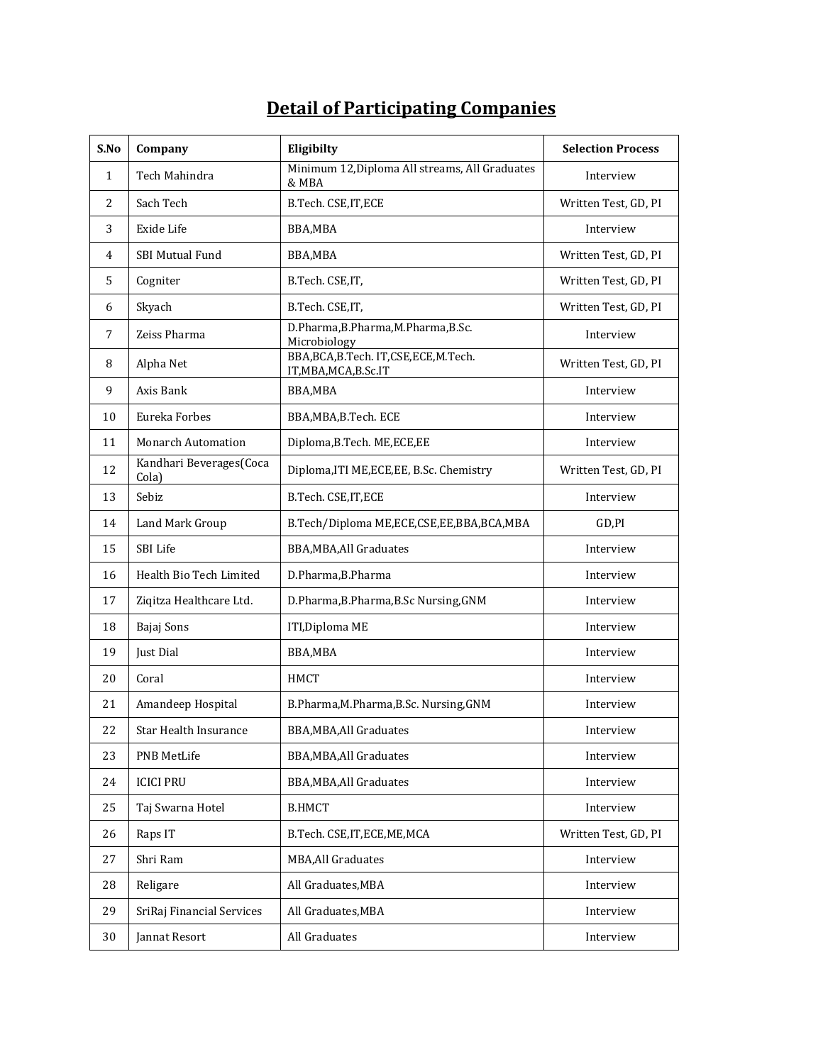# Detail of Participating Companies

| S.No | Company | Eligibilty | Selection Process |
|---|---|---|---|
| 1 | Tech Mahindra | Minimum 12,Diploma All streams, All Graduates & MBA | Interview |
| 2 | Sach Tech | B.Tech. CSE,IT,ECE | Written Test, GD, PI |
| 3 | Exide Life | BBA,MBA | Interview |
| 4 | SBI Mutual Fund | BBA,MBA | Written Test, GD, PI |
| 5 | Cogniter | B.Tech. CSE,IT, | Written Test, GD, PI |
| 6 | Skyach | B.Tech. CSE,IT, | Written Test, GD, PI |
| 7 | Zeiss Pharma | D.Pharma,B.Pharma,M.Pharma,B.Sc. Microbiology | Interview |
| 8 | Alpha Net | BBA,BCA,B.Tech. IT,CSE,ECE,M.Tech. IT,MBA,MCA,B.Sc.IT | Written Test, GD, PI |
| 9 | Axis Bank | BBA,MBA | Interview |
| 10 | Eureka Forbes | BBA,MBA,B.Tech. ECE | Interview |
| 11 | Monarch Automation | Diploma,B.Tech. ME,ECE,EE | Interview |
| 12 | Kandhari Beverages(Coca Cola) | Diploma,ITI ME,ECE,EE, B.Sc. Chemistry | Written Test, GD, PI |
| 13 | Sebiz | B.Tech. CSE,IT,ECE | Interview |
| 14 | Land Mark Group | B.Tech/Diploma ME,ECE,CSE,EE,BBA,BCA,MBA | GD,PI |
| 15 | SBI Life | BBA,MBA,All Graduates | Interview |
| 16 | Health Bio Tech Limited | D.Pharma,B.Pharma | Interview |
| 17 | Ziqitza Healthcare Ltd. | D.Pharma,B.Pharma,B.Sc Nursing,GNM | Interview |
| 18 | Bajaj Sons | ITI,Diploma ME | Interview |
| 19 | Just Dial | BBA,MBA | Interview |
| 20 | Coral | HMCT | Interview |
| 21 | Amandeep Hospital | B.Pharma,M.Pharma,B.Sc. Nursing,GNM | Interview |
| 22 | Star Health Insurance | BBA,MBA,All Graduates | Interview |
| 23 | PNB MetLife | BBA,MBA,All Graduates | Interview |
| 24 | ICICI PRU | BBA,MBA,All Graduates | Interview |
| 25 | Taj Swarna Hotel | B.HMCT | Interview |
| 26 | Raps IT | B.Tech. CSE,IT,ECE,ME,MCA | Written Test, GD, PI |
| 27 | Shri Ram | MBA,All Graduates | Interview |
| 28 | Religare | All Graduates,MBA | Interview |
| 29 | SriRaj Financial Services | All Graduates,MBA | Interview |
| 30 | Jannat Resort | All Graduates | Interview |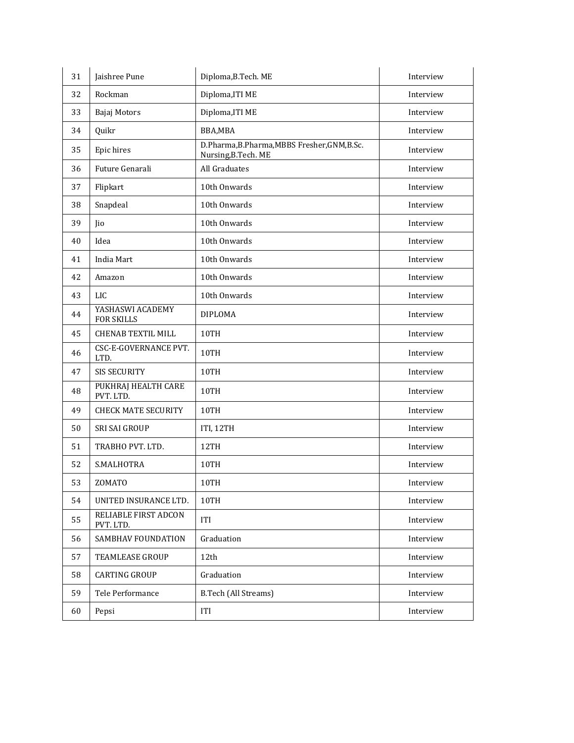| | | | |
|---|---|---|---|
| 31 | Jaishree Pune | Diploma,B.Tech. ME | Interview |
| 32 | Rockman | Diploma,ITI ME | Interview |
| 33 | Bajaj Motors | Diploma,ITI ME | Interview |
| 34 | Quikr | BBA,MBA | Interview |
| 35 | Epic hires | D.Pharma,B.Pharma,MBBS Fresher,GNM,B.Sc. Nursing,B.Tech. ME | Interview |
| 36 | Future Genarali | All Graduates | Interview |
| 37 | Flipkart | 10th Onwards | Interview |
| 38 | Snapdeal | 10th Onwards | Interview |
| 39 | Jio | 10th Onwards | Interview |
| 40 | Idea | 10th Onwards | Interview |
| 41 | India Mart | 10th Onwards | Interview |
| 42 | Amazon | 10th Onwards | Interview |
| 43 | LIC | 10th Onwards | Interview |
| 44 | YASHASWI ACADEMY FOR SKILLS | DIPLOMA | Interview |
| 45 | CHENAB TEXTIL MILL | 10TH | Interview |
| 46 | CSC-E-GOVERNANCE PVT. LTD. | 10TH | Interview |
| 47 | SIS SECURITY | 10TH | Interview |
| 48 | PUKHRAJ HEALTH CARE PVT. LTD. | 10TH | Interview |
| 49 | CHECK MATE SECURITY | 10TH | Interview |
| 50 | SRI SAI GROUP | ITI, 12TH | Interview |
| 51 | TRABHO PVT. LTD. | 12TH | Interview |
| 52 | S.MALHOTRA | 10TH | Interview |
| 53 | ZOMATO | 10TH | Interview |
| 54 | UNITED INSURANCE LTD. | 10TH | Interview |
| 55 | RELIABLE FIRST ADCON PVT. LTD. | ITI | Interview |
| 56 | SAMBHAV FOUNDATION | Graduation | Interview |
| 57 | TEAMLEASE GROUP | 12th | Interview |
| 58 | CARTING GROUP | Graduation | Interview |
| 59 | Tele Performance | B.Tech (All Streams) | Interview |
| 60 | Pepsi | ITI | Interview |